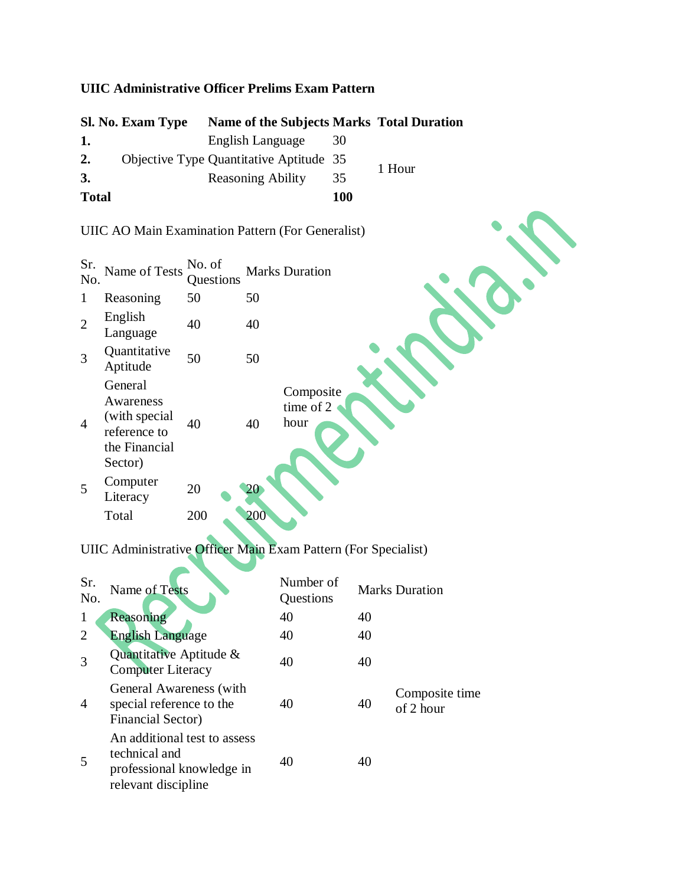**UIIC Administrative Officer Prelims Exam Pattern**

| Sl. No. | Exam Type | Name of the Subjects | Marks | Total Duration |
|---|---|---|---|---|
| 1. | | English Language | 30 | |
| 2. | Objective Type | Quantitative Aptitude | 35 | 1 Hour |
| 3. | | Reasoning Ability | 35 | |
| **Total** | | | **100** | |

UIIC AO Main Examination Pattern (For Generalist)

| Sr. No. | Name of Tests | No. of Questions | Marks | Duration |
|---|---|---|---|---|
| 1 | Reasoning | 50 | 50 | |
| 2 | English Language | 40 | 40 | |
| 3 | Quantitative Aptitude | 50 | 50 | |
| 4 | General Awareness (with special reference to the Financial Sector) | 40 | 40 | Composite time of 2 hour |
| 5 | Computer Literacy | 20 | 20 | |
| | Total | 200 | 200 | |

UIIC Administrative Officer Main Exam Pattern (For Specialist)

| Sr. No. | Name of Tests | Number of Questions | Marks | Duration |
|---|---|---|---|---|
| 1 | Reasoning | 40 | 40 | |
| 2 | English Language | 40 | 40 | |
| 3 | Quantitative Aptitude & Computer Literacy | 40 | 40 | |
| 4 | General Awareness (with special reference to the Financial Sector) | 40 | 40 | Composite time of 2 hour |
| 5 | An additional test to assess technical and professional knowledge in relevant discipline | 40 | 40 | |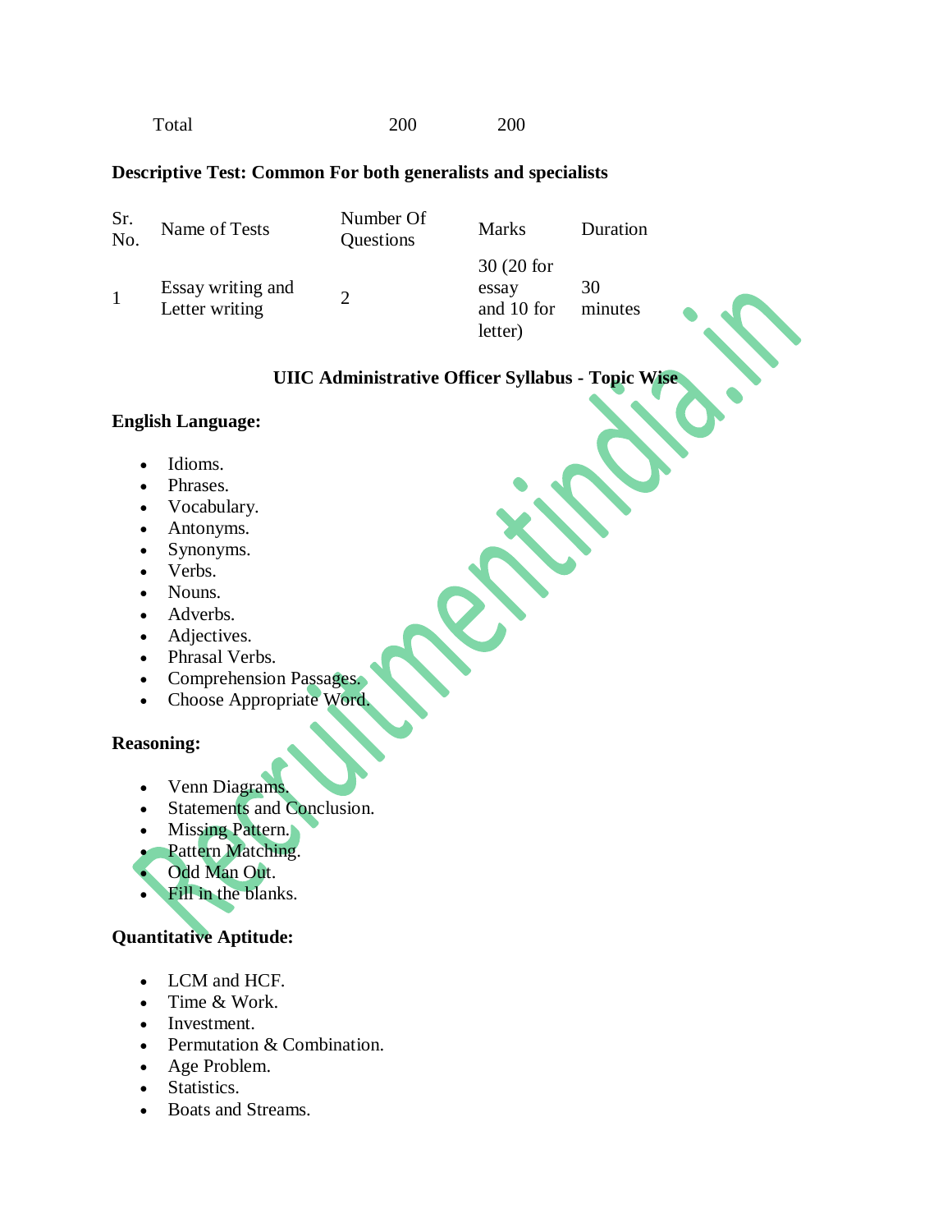| | | |
|---|---|---|
| Total | 200 | 200 |

**Descriptive Test: Common For both generalists and specialists**

| Sr. No. | Name of Tests | Number Of Questions | Marks | Duration |
|---|---|---|---|---|
| 1 | Essay writing and Letter writing | 2 | 30 (20 for essay and 10 for letter) | 30 minutes |

**UIIC Administrative Officer Syllabus - Topic Wise**

**English Language:**

- Idioms.
- Phrases.
- Vocabulary.
- Antonyms.
- Synonyms.
- Verbs.
- Nouns.
- Adverbs.
- Adjectives.
- Phrasal Verbs.
- Comprehension Passages.
- Choose Appropriate Word.

**Reasoning:**

- Venn Diagrams.
- Statements and Conclusion.
- Missing Pattern.
- Pattern Matching.
- Odd Man Out.
- Fill in the blanks.

**Quantitative Aptitude:**

- LCM and HCF.
- Time & Work.
- Investment.
- Permutation & Combination.
- Age Problem.
- Statistics.
- Boats and Streams.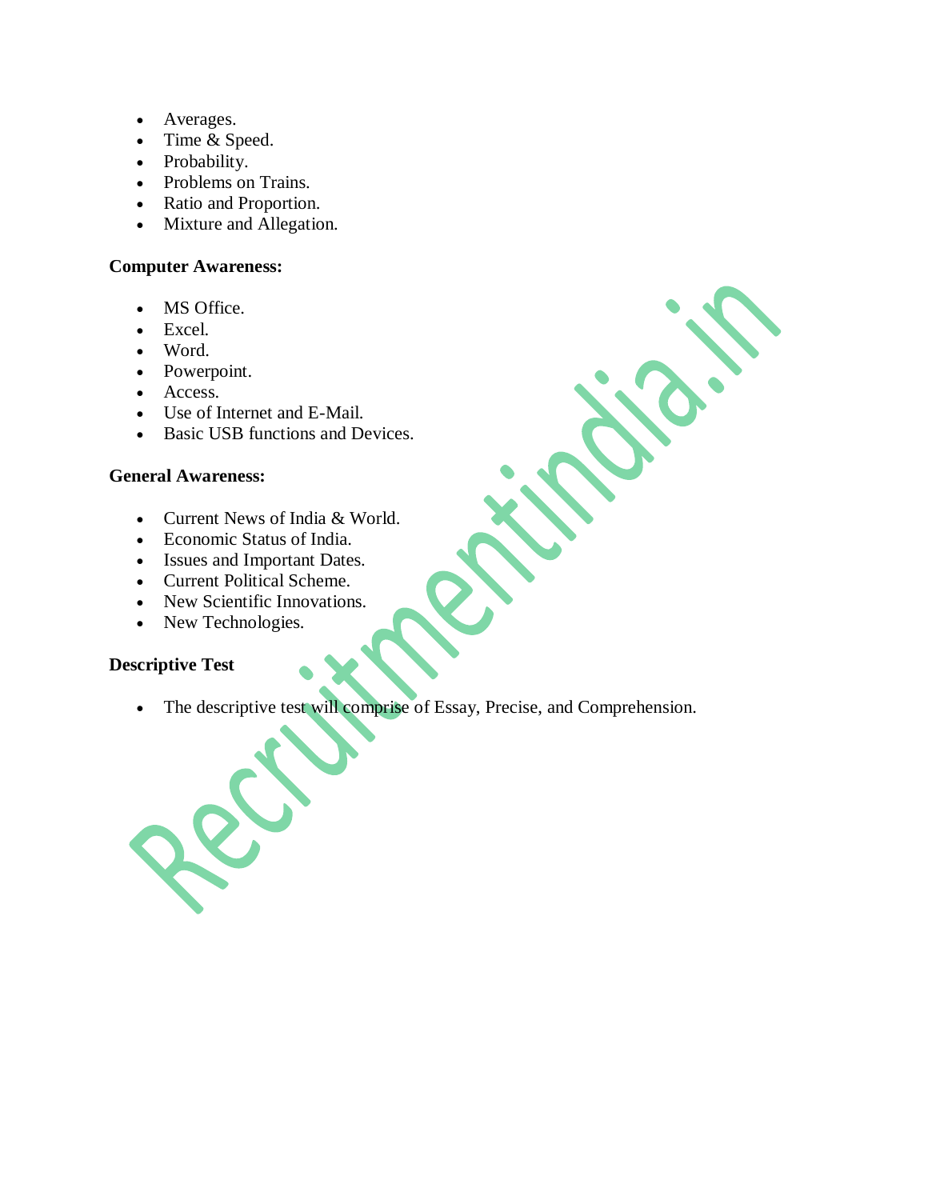- Averages.
- Time & Speed.
- Probability.
- Problems on Trains.
- Ratio and Proportion.
- Mixture and Allegation.

**Computer Awareness:**

- MS Office.
- Excel.
- Word.
- Powerpoint.
- Access.
- Use of Internet and E-Mail.
- Basic USB functions and Devices.

**General Awareness:**

- Current News of India & World.
- Economic Status of India.
- Issues and Important Dates.
- Current Political Scheme.
- New Scientific Innovations.
- New Technologies.

**Descriptive Test**

- The descriptive test will comprise of Essay, Precise, and Comprehension.